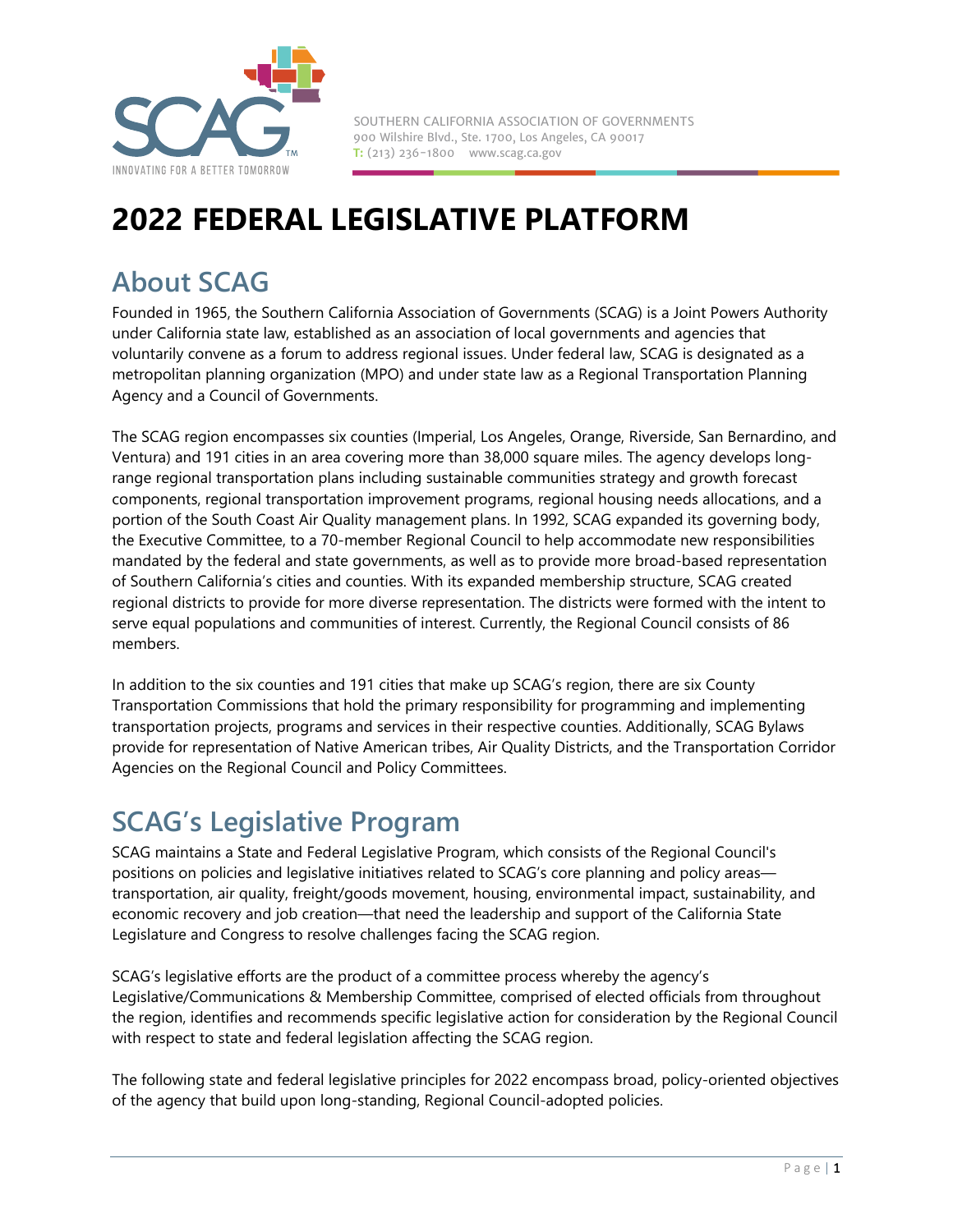SOUTHERN CALIFORNIA ASSOCIATION OF GOVERNMENTS
900 Wilshire Blvd., Ste. 1700, Los Angeles, CA 90017
T: (213) 236-1800 www.scag.ca.gov

# 2022 FEDERAL LEGISLATIVE PLATFORM

## About SCAG

Founded in 1965, the Southern California Association of Governments (SCAG) is a Joint Powers Authority under California state law, established as an association of local governments and agencies that voluntarily convene as a forum to address regional issues. Under federal law, SCAG is designated as a metropolitan planning organization (MPO) and under state law as a Regional Transportation Planning Agency and a Council of Governments.

The SCAG region encompasses six counties (Imperial, Los Angeles, Orange, Riverside, San Bernardino, and Ventura) and 191 cities in an area covering more than 38,000 square miles. The agency develops long-range regional transportation plans including sustainable communities strategy and growth forecast components, regional transportation improvement programs, regional housing needs allocations, and a portion of the South Coast Air Quality management plans. In 1992, SCAG expanded its governing body, the Executive Committee, to a 70-member Regional Council to help accommodate new responsibilities mandated by the federal and state governments, as well as to provide more broad-based representation of Southern California's cities and counties. With its expanded membership structure, SCAG created regional districts to provide for more diverse representation. The districts were formed with the intent to serve equal populations and communities of interest. Currently, the Regional Council consists of 86 members.

In addition to the six counties and 191 cities that make up SCAG's region, there are six County Transportation Commissions that hold the primary responsibility for programming and implementing transportation projects, programs and services in their respective counties. Additionally, SCAG Bylaws provide for representation of Native American tribes, Air Quality Districts, and the Transportation Corridor Agencies on the Regional Council and Policy Committees.

## SCAG's Legislative Program

SCAG maintains a State and Federal Legislative Program, which consists of the Regional Council's positions on policies and legislative initiatives related to SCAG's core planning and policy areas—transportation, air quality, freight/goods movement, housing, environmental impact, sustainability, and economic recovery and job creation—that need the leadership and support of the California State Legislature and Congress to resolve challenges facing the SCAG region.

SCAG's legislative efforts are the product of a committee process whereby the agency's Legislative/Communications & Membership Committee, comprised of elected officials from throughout the region, identifies and recommends specific legislative action for consideration by the Regional Council with respect to state and federal legislation affecting the SCAG region.

The following state and federal legislative principles for 2022 encompass broad, policy-oriented objectives of the agency that build upon long-standing, Regional Council-adopted policies.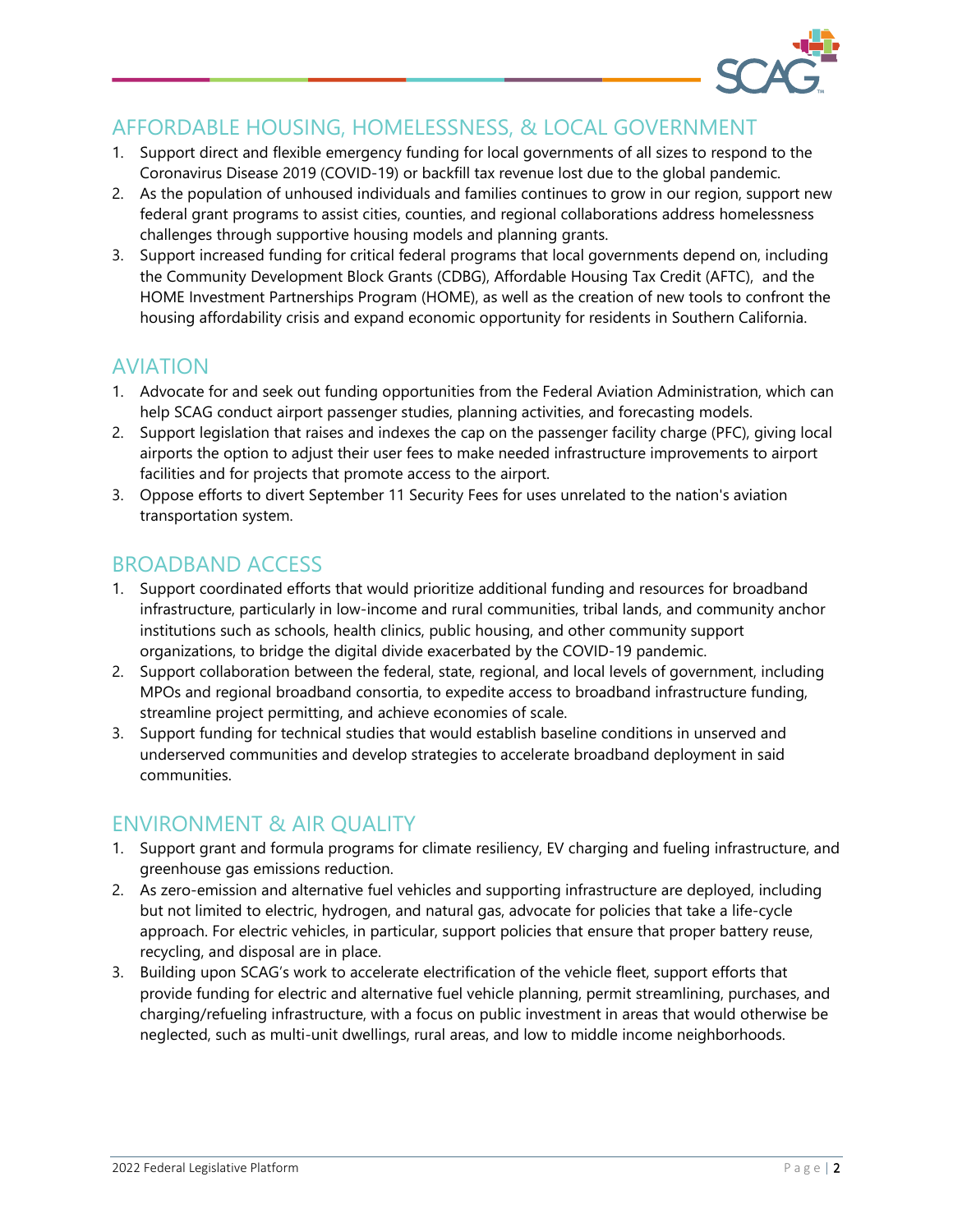## AFFORDABLE HOUSING, HOMELESSNESS, & LOCAL GOVERNMENT

1. Support direct and flexible emergency funding for local governments of all sizes to respond to the Coronavirus Disease 2019 (COVID-19) or backfill tax revenue lost due to the global pandemic.
2. As the population of unhoused individuals and families continues to grow in our region, support new federal grant programs to assist cities, counties, and regional collaborations address homelessness challenges through supportive housing models and planning grants.
3. Support increased funding for critical federal programs that local governments depend on, including the Community Development Block Grants (CDBG), Affordable Housing Tax Credit (AFTC), and the HOME Investment Partnerships Program (HOME), as well as the creation of new tools to confront the housing affordability crisis and expand economic opportunity for residents in Southern California.

## AVIATION

1. Advocate for and seek out funding opportunities from the Federal Aviation Administration, which can help SCAG conduct airport passenger studies, planning activities, and forecasting models.
2. Support legislation that raises and indexes the cap on the passenger facility charge (PFC), giving local airports the option to adjust their user fees to make needed infrastructure improvements to airport facilities and for projects that promote access to the airport.
3. Oppose efforts to divert September 11 Security Fees for uses unrelated to the nation's aviation transportation system.

## BROADBAND ACCESS

1. Support coordinated efforts that would prioritize additional funding and resources for broadband infrastructure, particularly in low-income and rural communities, tribal lands, and community anchor institutions such as schools, health clinics, public housing, and other community support organizations, to bridge the digital divide exacerbated by the COVID-19 pandemic.
2. Support collaboration between the federal, state, regional, and local levels of government, including MPOs and regional broadband consortia, to expedite access to broadband infrastructure funding, streamline project permitting, and achieve economies of scale.
3. Support funding for technical studies that would establish baseline conditions in unserved and underserved communities and develop strategies to accelerate broadband deployment in said communities.

## ENVIRONMENT & AIR QUALITY

1. Support grant and formula programs for climate resiliency, EV charging and fueling infrastructure, and greenhouse gas emissions reduction.
2. As zero-emission and alternative fuel vehicles and supporting infrastructure are deployed, including but not limited to electric, hydrogen, and natural gas, advocate for policies that take a life-cycle approach. For electric vehicles, in particular, support policies that ensure that proper battery reuse, recycling, and disposal are in place.
3. Building upon SCAG's work to accelerate electrification of the vehicle fleet, support efforts that provide funding for electric and alternative fuel vehicle planning, permit streamlining, purchases, and charging/refueling infrastructure, with a focus on public investment in areas that would otherwise be neglected, such as multi-unit dwellings, rural areas, and low to middle income neighborhoods.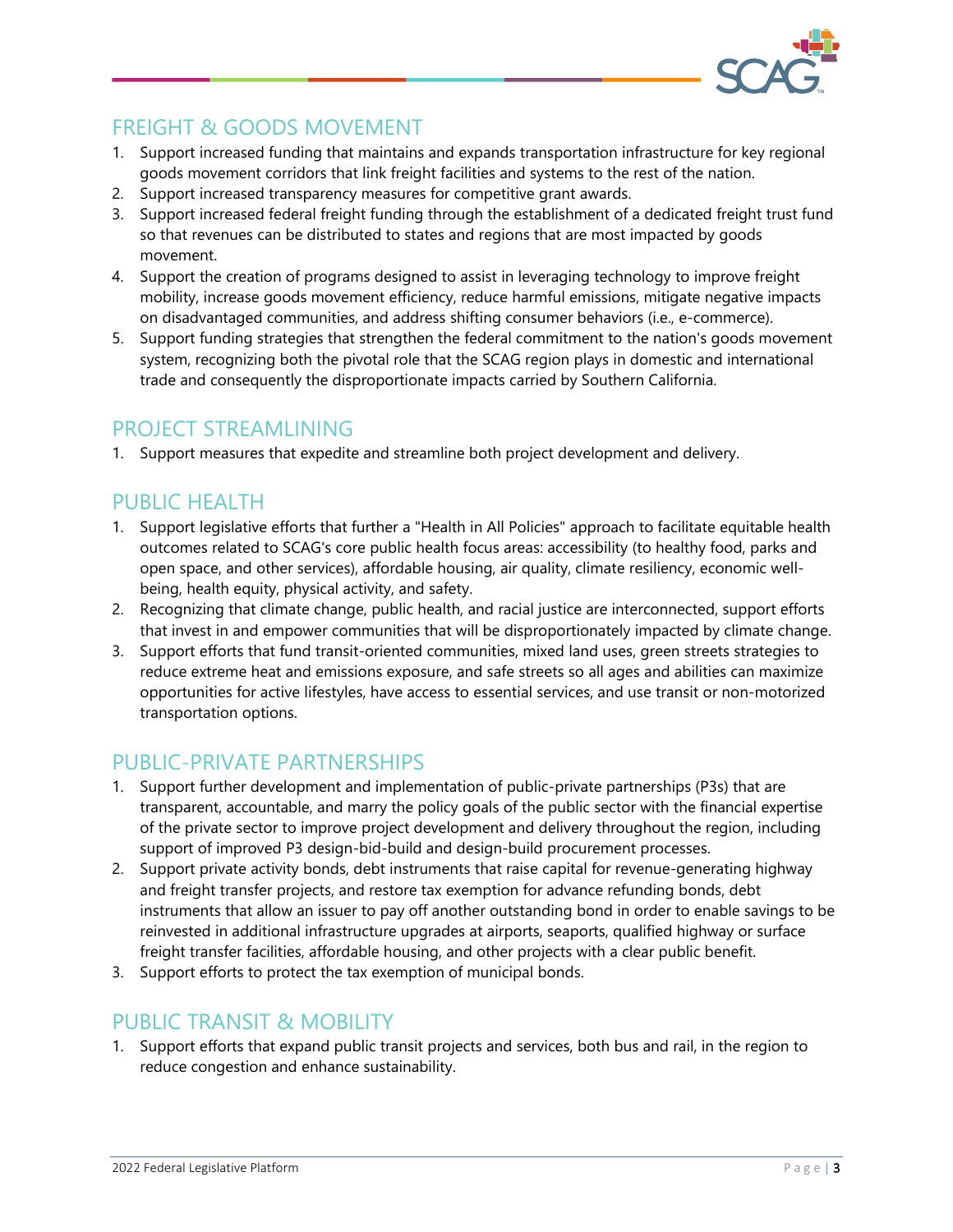## FREIGHT & GOODS MOVEMENT

1. Support increased funding that maintains and expands transportation infrastructure for key regional goods movement corridors that link freight facilities and systems to the rest of the nation.
2. Support increased transparency measures for competitive grant awards.
3. Support increased federal freight funding through the establishment of a dedicated freight trust fund so that revenues can be distributed to states and regions that are most impacted by goods movement.
4. Support the creation of programs designed to assist in leveraging technology to improve freight mobility, increase goods movement efficiency, reduce harmful emissions, mitigate negative impacts on disadvantaged communities, and address shifting consumer behaviors (i.e., e-commerce).
5. Support funding strategies that strengthen the federal commitment to the nation's goods movement system, recognizing both the pivotal role that the SCAG region plays in domestic and international trade and consequently the disproportionate impacts carried by Southern California.

## PROJECT STREAMLINING

1. Support measures that expedite and streamline both project development and delivery.

## PUBLIC HEALTH

1. Support legislative efforts that further a "Health in All Policies" approach to facilitate equitable health outcomes related to SCAG's core public health focus areas: accessibility (to healthy food, parks and open space, and other services), affordable housing, air quality, climate resiliency, economic well-being, health equity, physical activity, and safety.
2. Recognizing that climate change, public health, and racial justice are interconnected, support efforts that invest in and empower communities that will be disproportionately impacted by climate change.
3. Support efforts that fund transit-oriented communities, mixed land uses, green streets strategies to reduce extreme heat and emissions exposure, and safe streets so all ages and abilities can maximize opportunities for active lifestyles, have access to essential services, and use transit or non-motorized transportation options.

## PUBLIC-PRIVATE PARTNERSHIPS

1. Support further development and implementation of public-private partnerships (P3s) that are transparent, accountable, and marry the policy goals of the public sector with the financial expertise of the private sector to improve project development and delivery throughout the region, including support of improved P3 design-bid-build and design-build procurement processes.
2. Support private activity bonds, debt instruments that raise capital for revenue-generating highway and freight transfer projects, and restore tax exemption for advance refunding bonds, debt instruments that allow an issuer to pay off another outstanding bond in order to enable savings to be reinvested in additional infrastructure upgrades at airports, seaports, qualified highway or surface freight transfer facilities, affordable housing, and other projects with a clear public benefit.
3. Support efforts to protect the tax exemption of municipal bonds.

## PUBLIC TRANSIT & MOBILITY

1. Support efforts that expand public transit projects and services, both bus and rail, in the region to reduce congestion and enhance sustainability.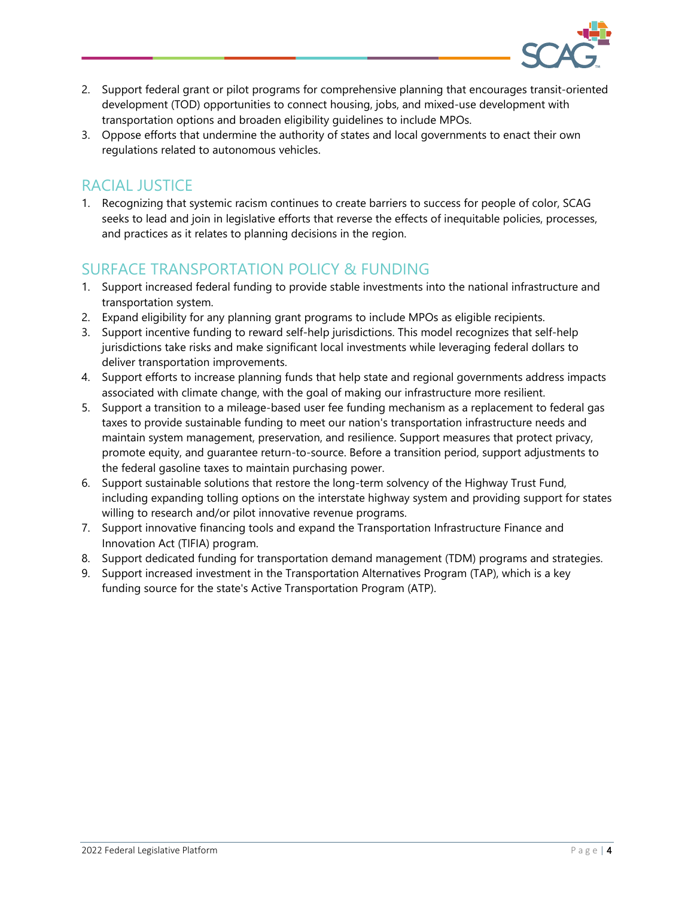2. Support federal grant or pilot programs for comprehensive planning that encourages transit-oriented development (TOD) opportunities to connect housing, jobs, and mixed-use development with transportation options and broaden eligibility guidelines to include MPOs.
3. Oppose efforts that undermine the authority of states and local governments to enact their own regulations related to autonomous vehicles.

## RACIAL JUSTICE

1. Recognizing that systemic racism continues to create barriers to success for people of color, SCAG seeks to lead and join in legislative efforts that reverse the effects of inequitable policies, processes, and practices as it relates to planning decisions in the region.

## SURFACE TRANSPORTATION POLICY & FUNDING

1. Support increased federal funding to provide stable investments into the national infrastructure and transportation system.
2. Expand eligibility for any planning grant programs to include MPOs as eligible recipients.
3. Support incentive funding to reward self-help jurisdictions. This model recognizes that self-help jurisdictions take risks and make significant local investments while leveraging federal dollars to deliver transportation improvements.
4. Support efforts to increase planning funds that help state and regional governments address impacts associated with climate change, with the goal of making our infrastructure more resilient.
5. Support a transition to a mileage-based user fee funding mechanism as a replacement to federal gas taxes to provide sustainable funding to meet our nation's transportation infrastructure needs and maintain system management, preservation, and resilience. Support measures that protect privacy, promote equity, and guarantee return-to-source. Before a transition period, support adjustments to the federal gasoline taxes to maintain purchasing power.
6. Support sustainable solutions that restore the long-term solvency of the Highway Trust Fund, including expanding tolling options on the interstate highway system and providing support for states willing to research and/or pilot innovative revenue programs.
7. Support innovative financing tools and expand the Transportation Infrastructure Finance and Innovation Act (TIFIA) program.
8. Support dedicated funding for transportation demand management (TDM) programs and strategies.
9. Support increased investment in the Transportation Alternatives Program (TAP), which is a key funding source for the state's Active Transportation Program (ATP).